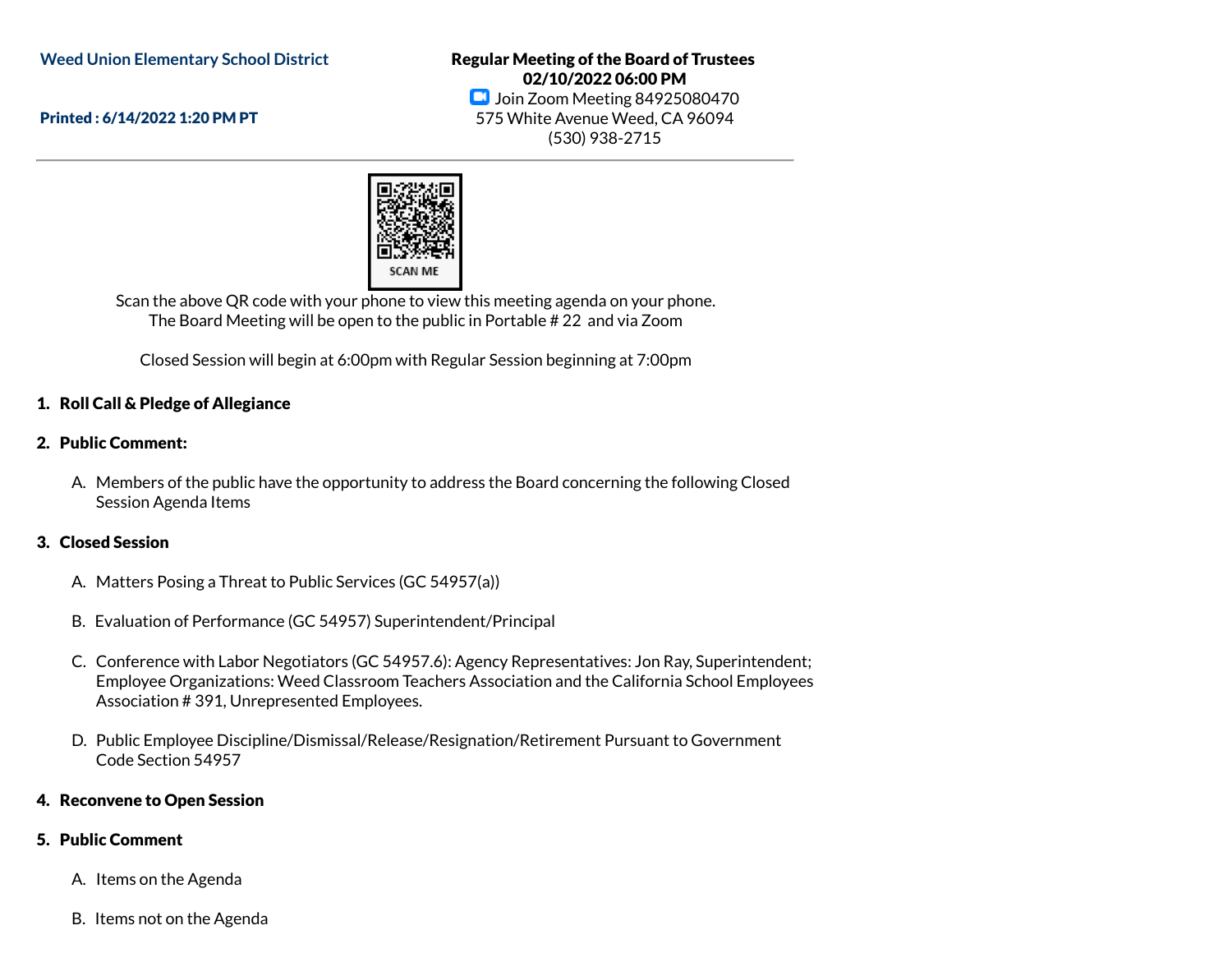Weed Union Elementary School District

Printed : 6/14/2022 1:20 PM PT

**Regular Meeting of the Board of Trustees**
**02/10/2022 06:00 PM**
Join Zoom Meeting 84925080470
575 White Avenue Weed, CA 96094
(530) 938-2715

SCAN ME

Scan the above QR code with your phone to view this meeting agenda on your phone.
The Board Meeting will be open to the public in Portable # 22 and via Zoom

Closed Session will begin at 6:00pm with Regular Session beginning at 7:00pm

1. **Roll Call & Pledge of Allegiance**

2. **Public Comment:**

   A. Members of the public have the opportunity to address the Board concerning the following Closed Session Agenda Items

3. **Closed Session**

   A. Matters Posing a Threat to Public Services (GC 54957(a))

   B. Evaluation of Performance (GC 54957) Superintendent/Principal

   C. Conference with Labor Negotiators (GC 54957.6): Agency Representatives: Jon Ray, Superintendent; Employee Organizations: Weed Classroom Teachers Association and the California School Employees Association # 391, Unrepresented Employees.

   D. Public Employee Discipline/Dismissal/Release/Resignation/Retirement Pursuant to Government Code Section 54957

4. **Reconvene to Open Session**

5. **Public Comment**

   A. Items on the Agenda

   B. Items not on the Agenda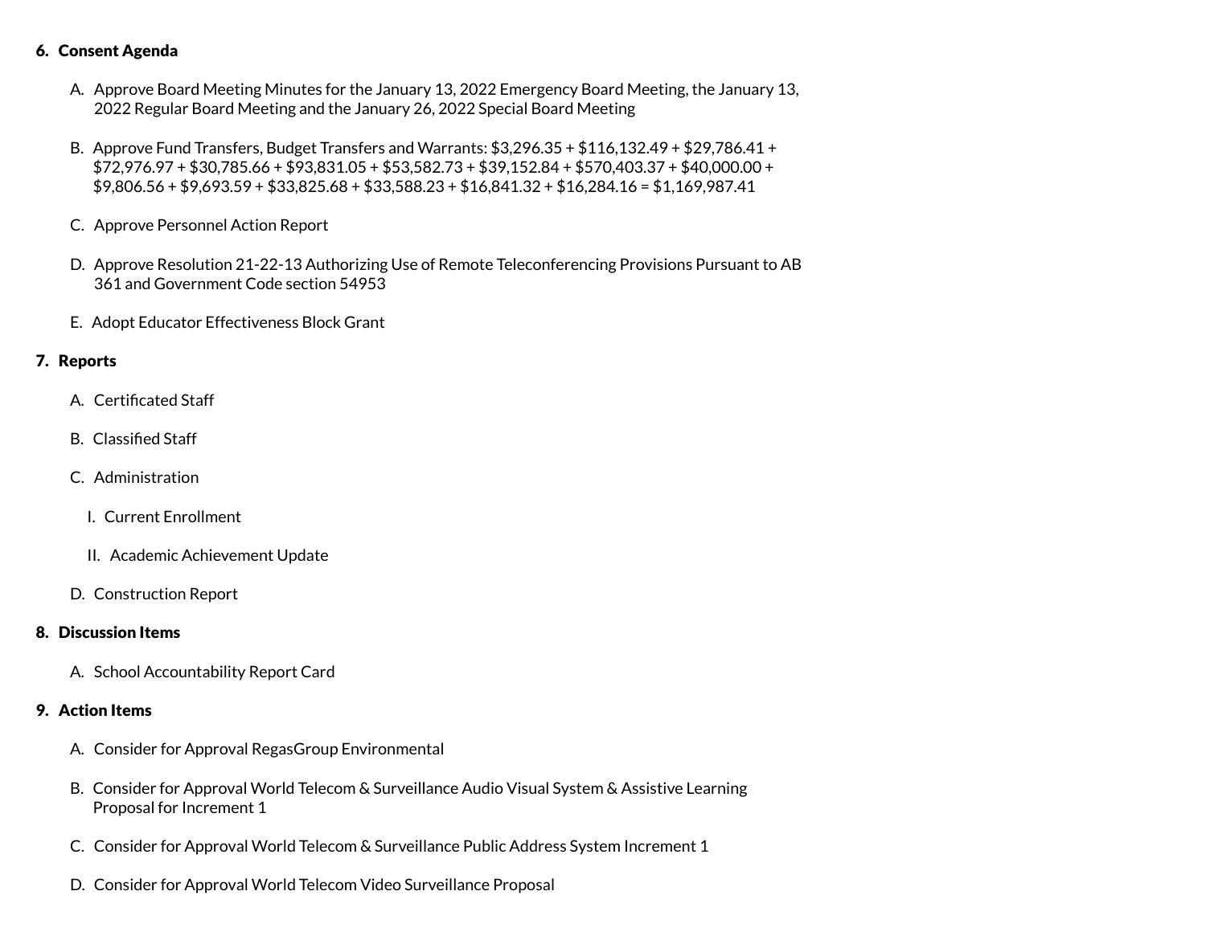6. **Consent Agenda**

    A. Approve Board Meeting Minutes for the January 13, 2022 Emergency Board Meeting, the January 13, 2022 Regular Board Meeting and the January 26, 2022 Special Board Meeting

    B. Approve Fund Transfers, Budget Transfers and Warrants: $3,296.35 + $116,132.49 + $29,786.41 + $72,976.97 + $30,785.66 + $93,831.05 + $53,582.73 + $39,152.84 + $570,403.37 + $40,000.00 + $9,806.56 + $9,693.59 + $33,825.68 + $33,588.23 + $16,841.32 + $16,284.16 = $1,169,987.41

    C. Approve Personnel Action Report

    D. Approve Resolution 21-22-13 Authorizing Use of Remote Teleconferencing Provisions Pursuant to AB 361 and Government Code section 54953

    E. Adopt Educator Effectiveness Block Grant

7. **Reports**

    A. Certificated Staff

    B. Classified Staff

    C. Administration

        I. Current Enrollment

        II. Academic Achievement Update

    D. Construction Report

8. **Discussion Items**

    A. School Accountability Report Card

9. **Action Items**

    A. Consider for Approval RegasGroup Environmental

    B. Consider for Approval World Telecom & Surveillance Audio Visual System & Assistive Learning Proposal for Increment 1

    C. Consider for Approval World Telecom & Surveillance Public Address System Increment 1

    D. Consider for Approval World Telecom Video Surveillance Proposal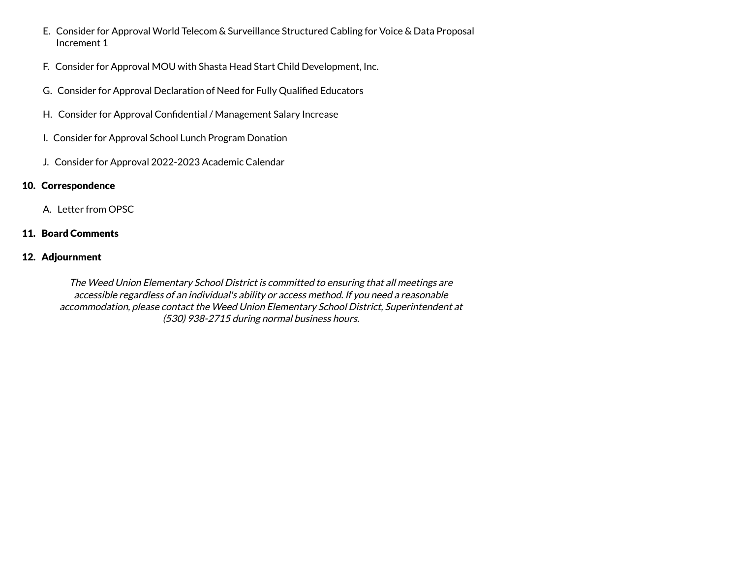E. Consider for Approval World Telecom & Surveillance Structured Cabling for Voice & Data Proposal Increment 1

F. Consider for Approval MOU with Shasta Head Start Child Development, Inc.

G. Consider for Approval Declaration of Need for Fully Qualified Educators

H. Consider for Approval Confidential / Management Salary Increase

I. Consider for Approval School Lunch Program Donation

J. Consider for Approval 2022-2023 Academic Calendar

**10. Correspondence**

A. Letter from OPSC

**11. Board Comments**

**12. Adjournment**

*The Weed Union Elementary School District is committed to ensuring that all meetings are accessible regardless of an individual's ability or access method. If you need a reasonable accommodation, please contact the Weed Union Elementary School District, Superintendent at (530) 938-2715 during normal business hours.*